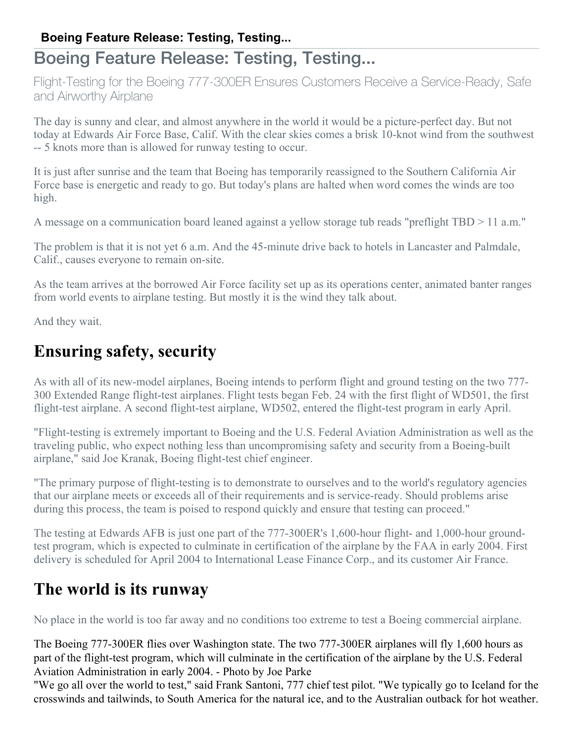# Boeing Feature Release: Testing, Testing...

Flight-Testing for the Boeing 777-300ER Ensures Customers Receive a Service-Ready, Safe and Airworthy Airplane

The day is sunny and clear, and almost anywhere in the world it would be a picture-perfect day. But not today at Edwards Air Force Base, Calif. With the clear skies comes a brisk 10-knot wind from the southwest -- 5 knots more than is allowed for runway testing to occur.

It is just after sunrise and the team that Boeing has temporarily reassigned to the Southern California Air Force base is energetic and ready to go. But today's plans are halted when word comes the winds are too high.

A message on a communication board leaned against a yellow storage tub reads "preflight TBD > 11 a.m."

The problem is that it is not yet 6 a.m. And the 45-minute drive back to hotels in Lancaster and Palmdale, Calif., causes everyone to remain on-site.

As the team arrives at the borrowed Air Force facility set up as its operations center, animated banter ranges from world events to airplane testing. But mostly it is the wind they talk about.

And they wait.

## Ensuring safety, security

As with all of its new-model airplanes, Boeing intends to perform flight and ground testing on the two 777-300 Extended Range flight-test airplanes. Flight tests began Feb. 24 with the first flight of WD501, the first flight-test airplane. A second flight-test airplane, WD502, entered the flight-test program in early April.

"Flight-testing is extremely important to Boeing and the U.S. Federal Aviation Administration as well as the traveling public, who expect nothing less than uncompromising safety and security from a Boeing-built airplane," said Joe Kranak, Boeing flight-test chief engineer.

"The primary purpose of flight-testing is to demonstrate to ourselves and to the world's regulatory agencies that our airplane meets or exceeds all of their requirements and is service-ready. Should problems arise during this process, the team is poised to respond quickly and ensure that testing can proceed."

The testing at Edwards AFB is just one part of the 777-300ER's 1,600-hour flight- and 1,000-hour ground-test program, which is expected to culminate in certification of the airplane by the FAA in early 2004. First delivery is scheduled for April 2004 to International Lease Finance Corp., and its customer Air France.

## The world is its runway

No place in the world is too far away and no conditions too extreme to test a Boeing commercial airplane.

The Boeing 777-300ER flies over Washington state. The two 777-300ER airplanes will fly 1,600 hours as part of the flight-test program, which will culminate in the certification of the airplane by the U.S. Federal Aviation Administration in early 2004. - Photo by Joe Parke

"We go all over the world to test," said Frank Santoni, 777 chief test pilot. "We typically go to Iceland for the crosswinds and tailwinds, to South America for the natural ice, and to the Australian outback for hot weather.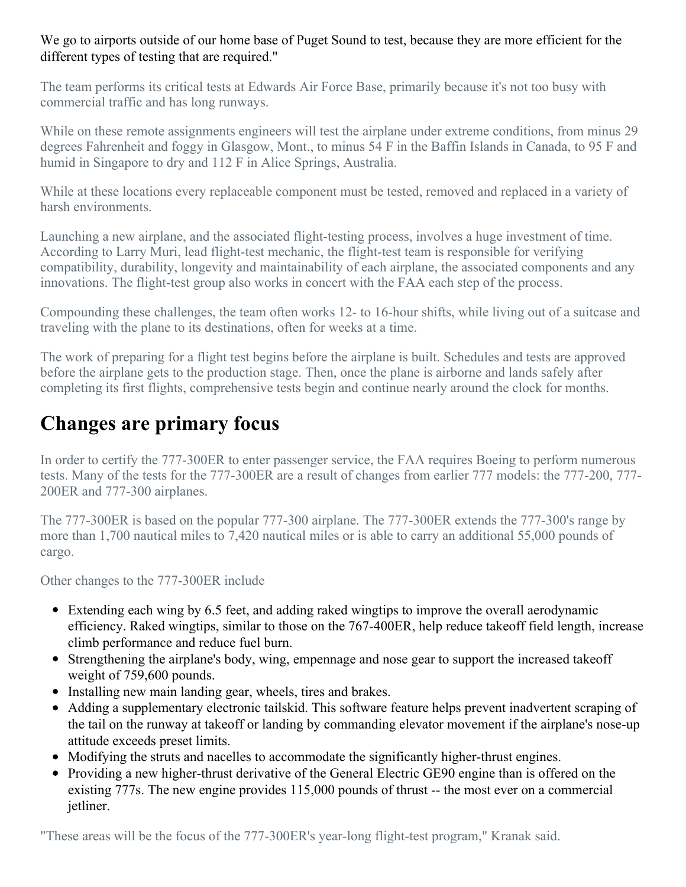We go to airports outside of our home base of Puget Sound to test, because they are more efficient for the different types of testing that are required."

The team performs its critical tests at Edwards Air Force Base, primarily because it's not too busy with commercial traffic and has long runways.

While on these remote assignments engineers will test the airplane under extreme conditions, from minus 29 degrees Fahrenheit and foggy in Glasgow, Mont., to minus 54 F in the Baffin Islands in Canada, to 95 F and humid in Singapore to dry and 112 F in Alice Springs, Australia.

While at these locations every replaceable component must be tested, removed and replaced in a variety of harsh environments.

Launching a new airplane, and the associated flight-testing process, involves a huge investment of time. According to Larry Muri, lead flight-test mechanic, the flight-test team is responsible for verifying compatibility, durability, longevity and maintainability of each airplane, the associated components and any innovations. The flight-test group also works in concert with the FAA each step of the process.

Compounding these challenges, the team often works 12- to 16-hour shifts, while living out of a suitcase and traveling with the plane to its destinations, often for weeks at a time.

The work of preparing for a flight test begins before the airplane is built. Schedules and tests are approved before the airplane gets to the production stage. Then, once the plane is airborne and lands safely after completing its first flights, comprehensive tests begin and continue nearly around the clock for months.

## Changes are primary focus

In order to certify the 777-300ER to enter passenger service, the FAA requires Boeing to perform numerous tests. Many of the tests for the 777-300ER are a result of changes from earlier 777 models: the 777-200, 777-200ER and 777-300 airplanes.

The 777-300ER is based on the popular 777-300 airplane. The 777-300ER extends the 777-300's range by more than 1,700 nautical miles to 7,420 nautical miles or is able to carry an additional 55,000 pounds of cargo.

Other changes to the 777-300ER include

- Extending each wing by 6.5 feet, and adding raked wingtips to improve the overall aerodynamic efficiency. Raked wingtips, similar to those on the 767-400ER, help reduce takeoff field length, increase climb performance and reduce fuel burn.
- Strengthening the airplane's body, wing, empennage and nose gear to support the increased takeoff weight of 759,600 pounds.
- Installing new main landing gear, wheels, tires and brakes.
- Adding a supplementary electronic tailskid. This software feature helps prevent inadvertent scraping of the tail on the runway at takeoff or landing by commanding elevator movement if the airplane's nose-up attitude exceeds preset limits.
- Modifying the struts and nacelles to accommodate the significantly higher-thrust engines.
- Providing a new higher-thrust derivative of the General Electric GE90 engine than is offered on the existing 777s. The new engine provides 115,000 pounds of thrust -- the most ever on a commercial jetliner.

"These areas will be the focus of the 777-300ER's year-long flight-test program," Kranak said.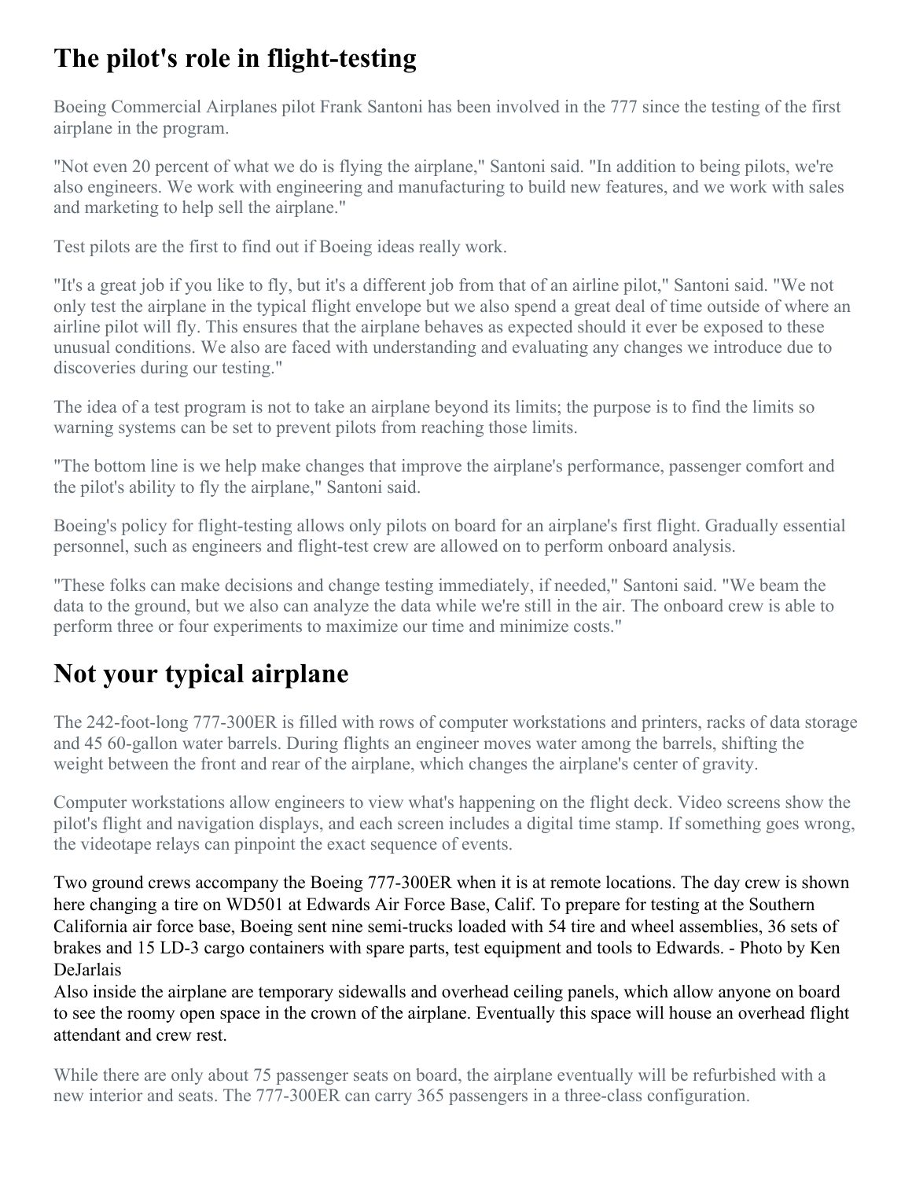## The pilot's role in flight-testing

Boeing Commercial Airplanes pilot Frank Santoni has been involved in the 777 since the testing of the first airplane in the program.

"Not even 20 percent of what we do is flying the airplane," Santoni said. "In addition to being pilots, we're also engineers. We work with engineering and manufacturing to build new features, and we work with sales and marketing to help sell the airplane."

Test pilots are the first to find out if Boeing ideas really work.

"It's a great job if you like to fly, but it's a different job from that of an airline pilot," Santoni said. "We not only test the airplane in the typical flight envelope but we also spend a great deal of time outside of where an airline pilot will fly. This ensures that the airplane behaves as expected should it ever be exposed to these unusual conditions. We also are faced with understanding and evaluating any changes we introduce due to discoveries during our testing."

The idea of a test program is not to take an airplane beyond its limits; the purpose is to find the limits so warning systems can be set to prevent pilots from reaching those limits.

"The bottom line is we help make changes that improve the airplane's performance, passenger comfort and the pilot's ability to fly the airplane," Santoni said.

Boeing's policy for flight-testing allows only pilots on board for an airplane's first flight. Gradually essential personnel, such as engineers and flight-test crew are allowed on to perform onboard analysis.

"These folks can make decisions and change testing immediately, if needed," Santoni said. "We beam the data to the ground, but we also can analyze the data while we're still in the air. The onboard crew is able to perform three or four experiments to maximize our time and minimize costs."

## Not your typical airplane

The 242-foot-long 777-300ER is filled with rows of computer workstations and printers, racks of data storage and 45 60-gallon water barrels. During flights an engineer moves water among the barrels, shifting the weight between the front and rear of the airplane, which changes the airplane's center of gravity.

Computer workstations allow engineers to view what's happening on the flight deck. Video screens show the pilot's flight and navigation displays, and each screen includes a digital time stamp. If something goes wrong, the videotape relays can pinpoint the exact sequence of events.

Two ground crews accompany the Boeing 777-300ER when it is at remote locations. The day crew is shown here changing a tire on WD501 at Edwards Air Force Base, Calif. To prepare for testing at the Southern California air force base, Boeing sent nine semi-trucks loaded with 54 tire and wheel assemblies, 36 sets of brakes and 15 LD-3 cargo containers with spare parts, test equipment and tools to Edwards. - Photo by Ken DeJarlais

Also inside the airplane are temporary sidewalls and overhead ceiling panels, which allow anyone on board to see the roomy open space in the crown of the airplane. Eventually this space will house an overhead flight attendant and crew rest.

While there are only about 75 passenger seats on board, the airplane eventually will be refurbished with a new interior and seats. The 777-300ER can carry 365 passengers in a three-class configuration.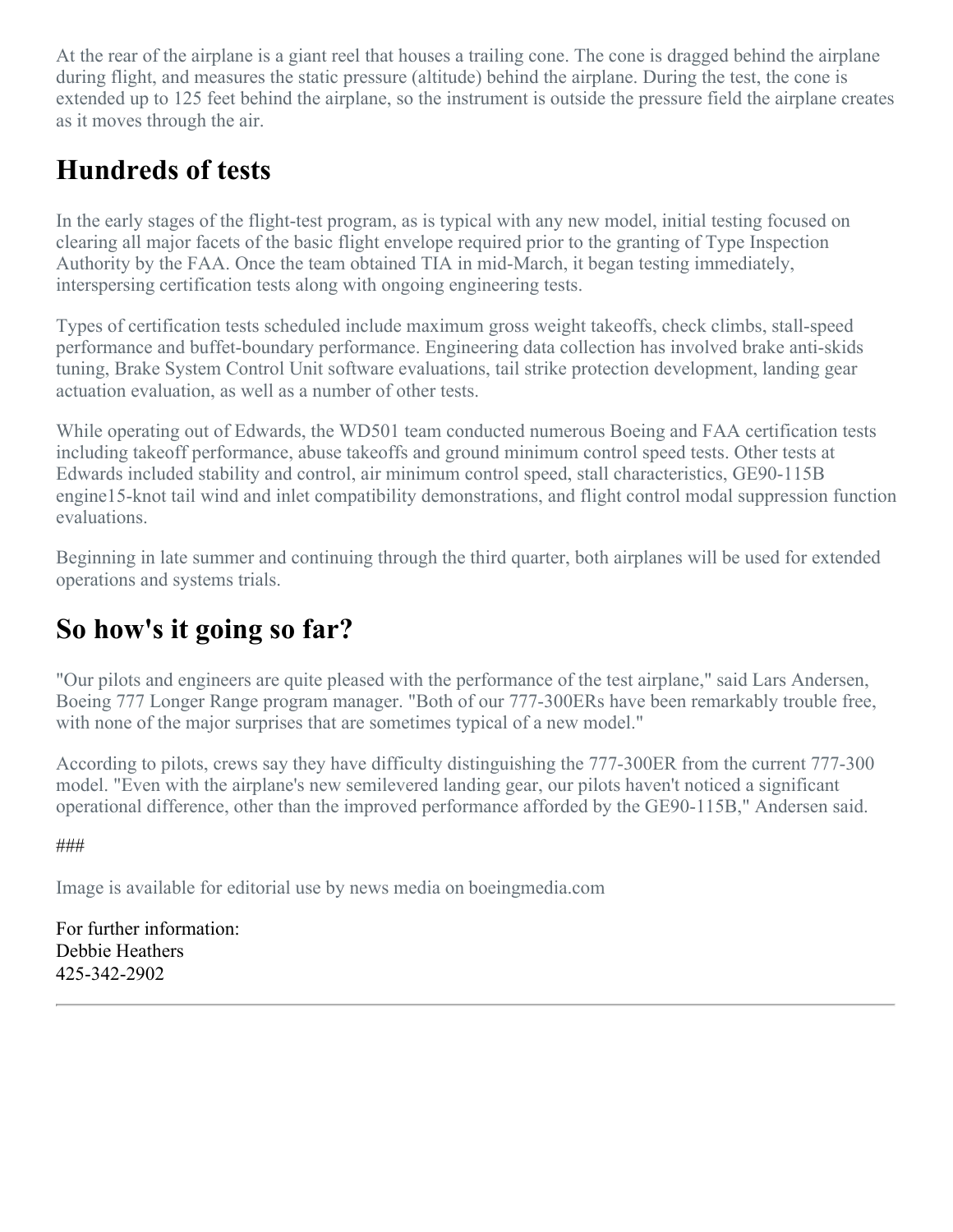At the rear of the airplane is a giant reel that houses a trailing cone. The cone is dragged behind the airplane during flight, and measures the static pressure (altitude) behind the airplane. During the test, the cone is extended up to 125 feet behind the airplane, so the instrument is outside the pressure field the airplane creates as it moves through the air.

## Hundreds of tests

In the early stages of the flight-test program, as is typical with any new model, initial testing focused on clearing all major facets of the basic flight envelope required prior to the granting of Type Inspection Authority by the FAA. Once the team obtained TIA in mid-March, it began testing immediately, interspersing certification tests along with ongoing engineering tests.

Types of certification tests scheduled include maximum gross weight takeoffs, check climbs, stall-speed performance and buffet-boundary performance. Engineering data collection has involved brake anti-skids tuning, Brake System Control Unit software evaluations, tail strike protection development, landing gear actuation evaluation, as well as a number of other tests.

While operating out of Edwards, the WD501 team conducted numerous Boeing and FAA certification tests including takeoff performance, abuse takeoffs and ground minimum control speed tests. Other tests at Edwards included stability and control, air minimum control speed, stall characteristics, GE90-115B engine15-knot tail wind and inlet compatibility demonstrations, and flight control modal suppression function evaluations.

Beginning in late summer and continuing through the third quarter, both airplanes will be used for extended operations and systems trials.

## So how's it going so far?

"Our pilots and engineers are quite pleased with the performance of the test airplane," said Lars Andersen, Boeing 777 Longer Range program manager. "Both of our 777-300ERs have been remarkably trouble free, with none of the major surprises that are sometimes typical of a new model."

According to pilots, crews say they have difficulty distinguishing the 777-300ER from the current 777-300 model. "Even with the airplane's new semilevered landing gear, our pilots haven't noticed a significant operational difference, other than the improved performance afforded by the GE90-115B," Andersen said.

###

Image is available for editorial use by news media on boeingmedia.com

For further information:
Debbie Heathers
425-342-2902